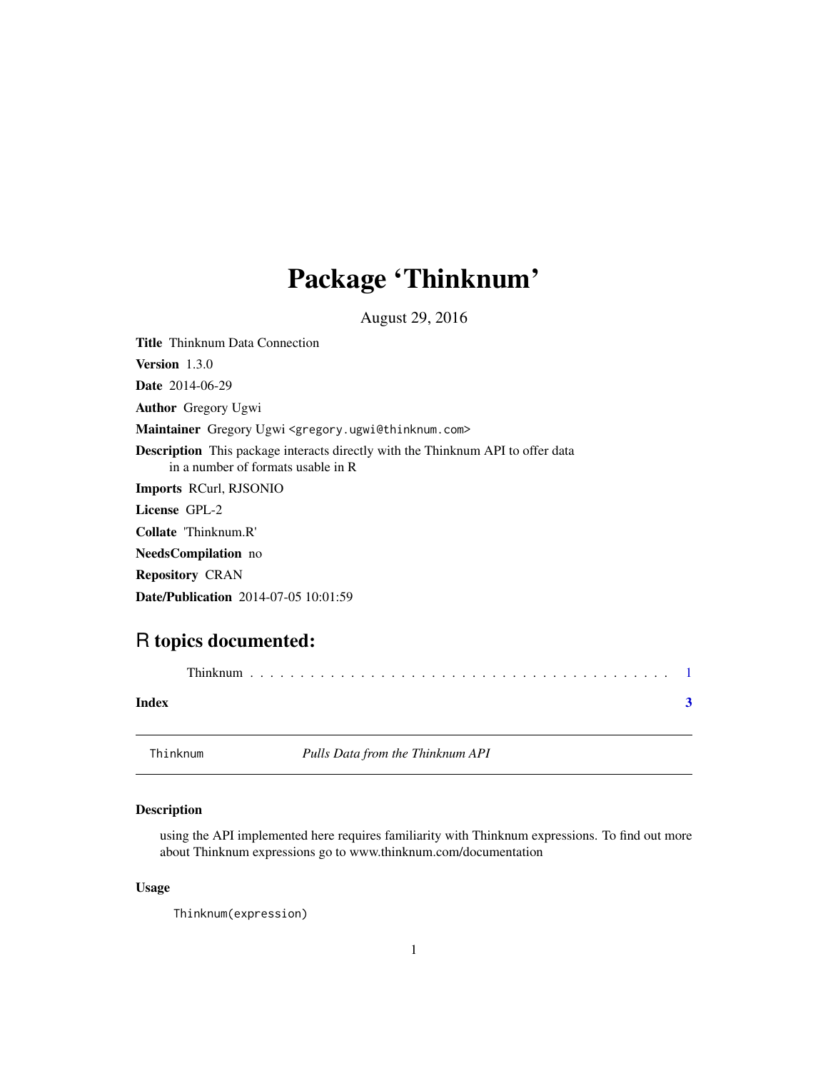# Package 'Thinknum'

August 29, 2016

**Title** Thinknum Data Connection

**Version** 1.3.0

**Date** 2014-06-29

**Author** Gregory Ugwi

**Maintainer** Gregory Ugwi <gregory.ugwi@thinknum.com>

**Description** This package interacts directly with the Thinknum API to offer data in a number of formats usable in R

**Imports** RCurl, RJSONIO

**License** GPL-2

**Collate** 'Thinknum.R'

**NeedsCompilation** no

**Repository** CRAN

**Date/Publication** 2014-07-05 10:01:59

## R topics documented:

Thinknum . . . . . . . . . . . . . . . . . . . . . . . . . . . . . . . . . . . . . . . . . . . 1

**Index** **3**

---

`Thinknum` *Pulls Data from the Thinknum API*

---

### Description

using the API implemented here requires familiarity with Thinknum expressions. To find out more about Thinknum expressions go to www.thinknum.com/documentation

### Usage

```
Thinknum(expression)
```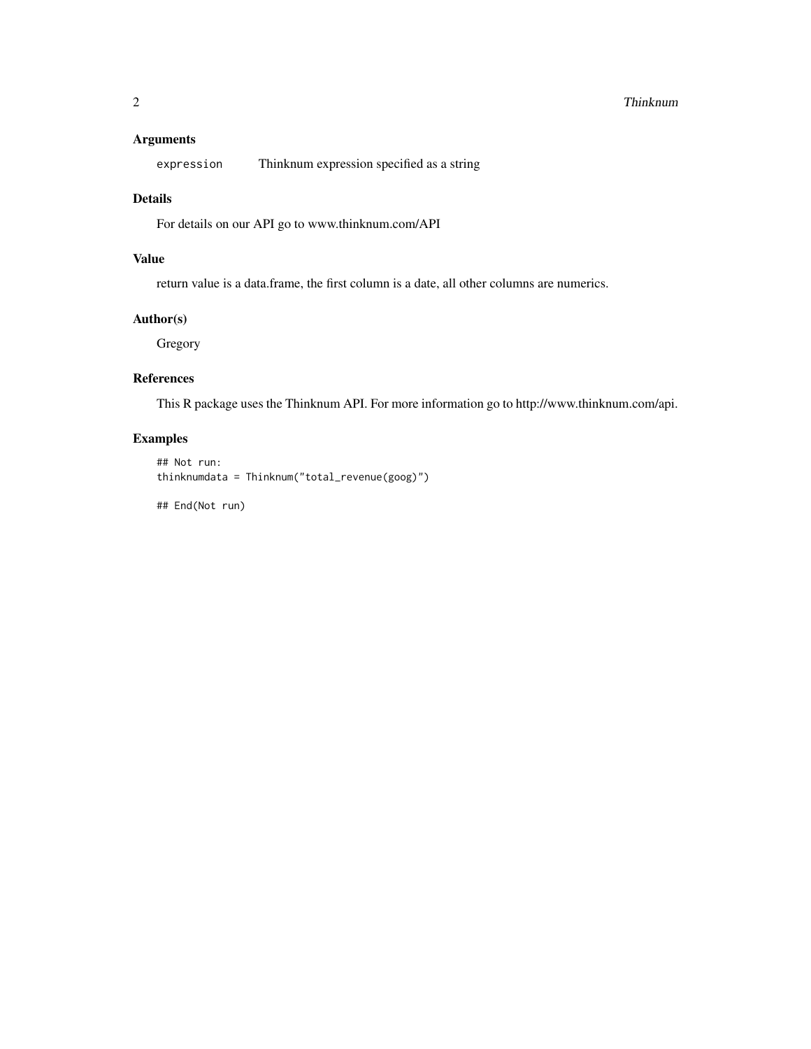## Arguments

`expression` Thinknum expression specified as a string

## Details

For details on our API go to www.thinknum.com/API

## Value

return value is a data.frame, the first column is a date, all other columns are numerics.

## Author(s)

Gregory

## References

This R package uses the Thinknum API. For more information go to http://www.thinknum.com/api.

## Examples

```
## Not run:
thinknumdata = Thinknum("total_revenue(goog)")

## End(Not run)
```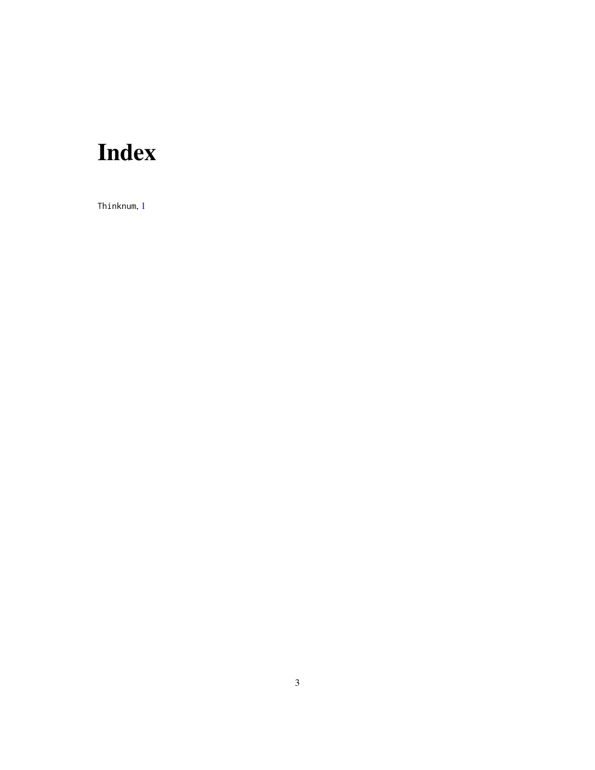# Index

`Thinknum`, 1